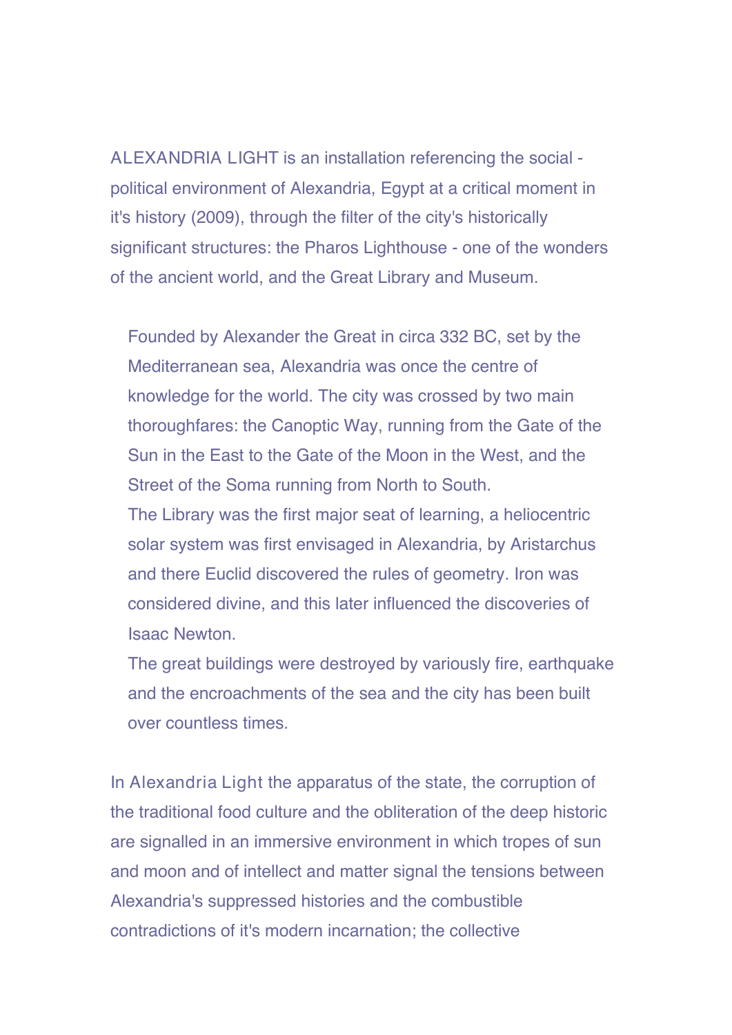ALEXANDRIA LIGHT is an installation referencing the social - political environment of Alexandria, Egypt at a critical moment in it's history (2009), through the filter of the city's historically significant structures: the Pharos Lighthouse - one of the wonders of the ancient world, and the Great Library and Museum.

Founded by Alexander the Great in circa 332 BC, set by the Mediterranean sea, Alexandria was once the centre of knowledge for the world. The city was crossed by two main thoroughfares: the Canoptic Way, running from the Gate of the Sun in the East to the Gate of the Moon in the West, and the Street of the Soma running from North to South.
The Library was the first major seat of learning, a heliocentric solar system was first envisaged in Alexandria, by Aristarchus and there Euclid discovered the rules of geometry. Iron was considered divine, and this later influenced the discoveries of Isaac Newton.
The great buildings were destroyed by variously fire, earthquake and the encroachments of the sea and the city has been built over countless times.

In Alexandria Light the apparatus of the state, the corruption of the traditional food culture and the obliteration of the deep historic are signalled in an immersive environment in which tropes of sun and moon and of intellect and matter signal the tensions between Alexandria's suppressed histories and the combustible contradictions of it's modern incarnation; the collective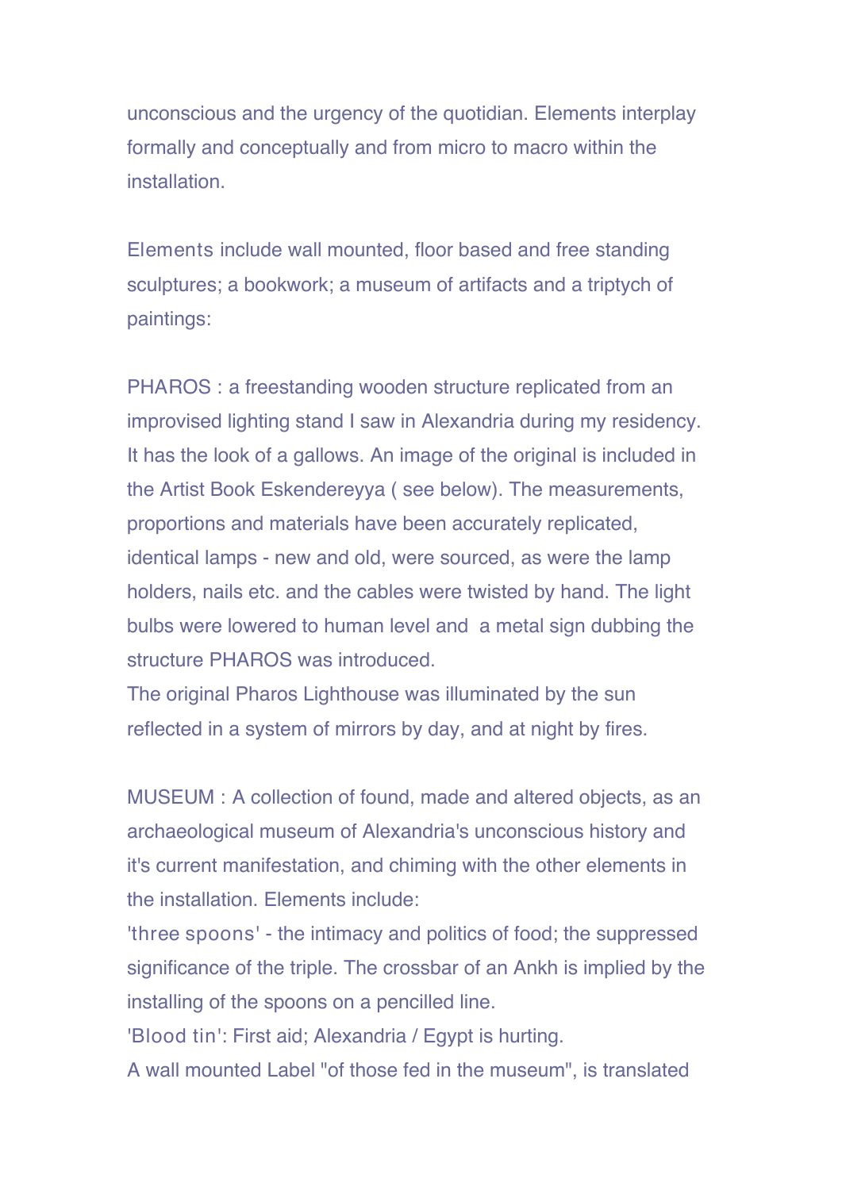unconscious and the urgency of the quotidian. Elements interplay formally and conceptually and from micro to macro within the installation.

Elements include wall mounted, floor based and free standing sculptures; a bookwork; a museum of artifacts and a triptych of paintings:

PHAROS : a freestanding wooden structure replicated from an improvised lighting stand I saw in Alexandria during my residency. It has the look of a gallows. An image of the original is included in the Artist Book Eskendereyya ( see below). The measurements, proportions and materials have been accurately replicated, identical lamps - new and old, were sourced, as were the lamp holders, nails etc. and the cables were twisted by hand. The light bulbs were lowered to human level and a metal sign dubbing the structure PHAROS was introduced.
The original Pharos Lighthouse was illuminated by the sun reflected in a system of mirrors by day, and at night by fires.

MUSEUM : A collection of found, made and altered objects, as an archaeological museum of Alexandria's unconscious history and it's current manifestation, and chiming with the other elements in the installation. Elements include:
'three spoons' - the intimacy and politics of food; the suppressed significance of the triple. The crossbar of an Ankh is implied by the installing of the spoons on a pencilled line.
'Blood tin': First aid; Alexandria / Egypt is hurting.
A wall mounted Label "of those fed in the museum", is translated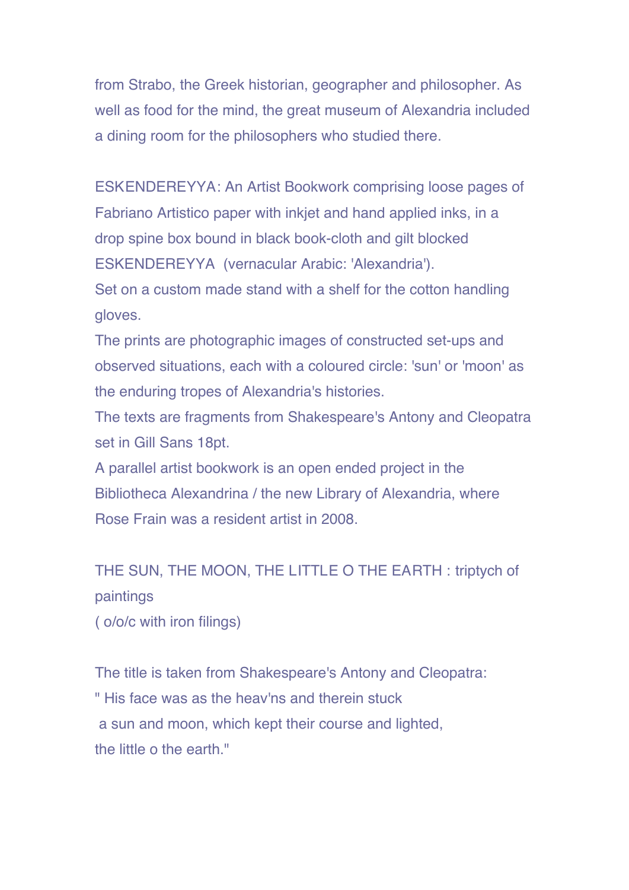from Strabo, the Greek historian, geographer and philosopher. As well as food for the mind, the great museum of Alexandria included a dining room for the philosophers who studied there.

ESKENDEREYYA: An Artist Bookwork comprising loose pages of Fabriano Artistico paper with inkjet and hand applied inks, in a drop spine box bound in black book-cloth and gilt blocked ESKENDEREYYA (vernacular Arabic: 'Alexandria').
Set on a custom made stand with a shelf for the cotton handling gloves.
The prints are photographic images of constructed set-ups and observed situations, each with a coloured circle: 'sun' or 'moon' as the enduring tropes of Alexandria's histories.
The texts are fragments from Shakespeare's Antony and Cleopatra set in Gill Sans 18pt.
A parallel artist bookwork is an open ended project in the Bibliotheca Alexandrina / the new Library of Alexandria, where Rose Frain was a resident artist in 2008.

THE SUN, THE MOON, THE LITTLE O THE EARTH : triptych of paintings
( o/o/c with iron filings)

The title is taken from Shakespeare's Antony and Cleopatra:
" His face was as the heav'ns and therein stuck
a sun and moon, which kept their course and lighted,
the little o the earth."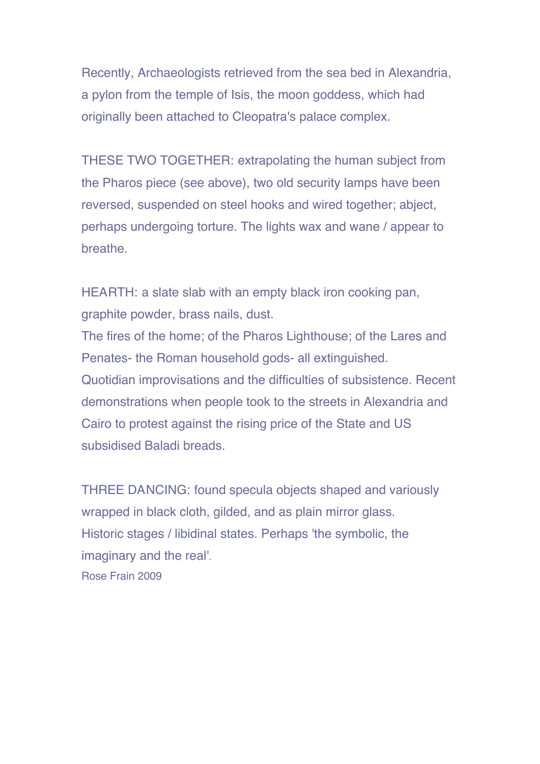Recently, Archaeologists retrieved from the sea bed in Alexandria, a pylon from the temple of Isis, the moon goddess, which had originally been attached to Cleopatra's palace complex.

THESE TWO TOGETHER: extrapolating the human subject from the Pharos piece (see above), two old security lamps have been reversed, suspended on steel hooks and wired together; abject, perhaps undergoing torture. The lights wax and wane / appear to breathe.

HEARTH: a slate slab with an empty black iron cooking pan, graphite powder, brass nails, dust.
The fires of the home; of the Pharos Lighthouse; of the Lares and Penates- the Roman household gods- all extinguished.
Quotidian improvisations and the difficulties of subsistence. Recent demonstrations when people took to the streets in Alexandria and Cairo to protest against the rising price of the State and US subsidised Baladi breads.

THREE DANCING: found specula objects shaped and variously wrapped in black cloth, gilded, and as plain mirror glass.
Historic stages / libidinal states. Perhaps 'the symbolic, the imaginary and the real'.
Rose Frain 2009